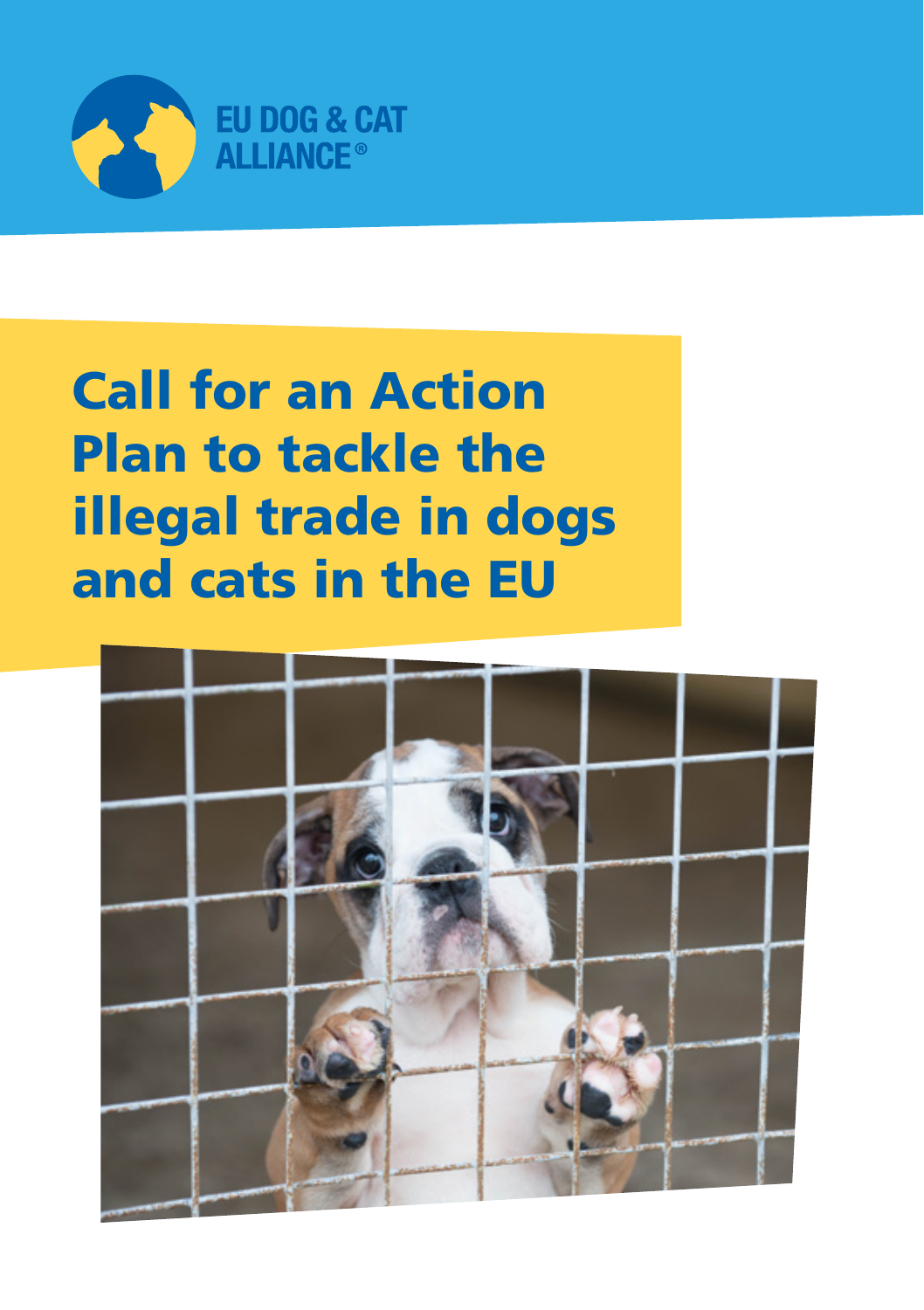EU DOG & CAT ALLIANCE®

# Call for an Action Plan to tackle the illegal trade in dogs and cats in the EU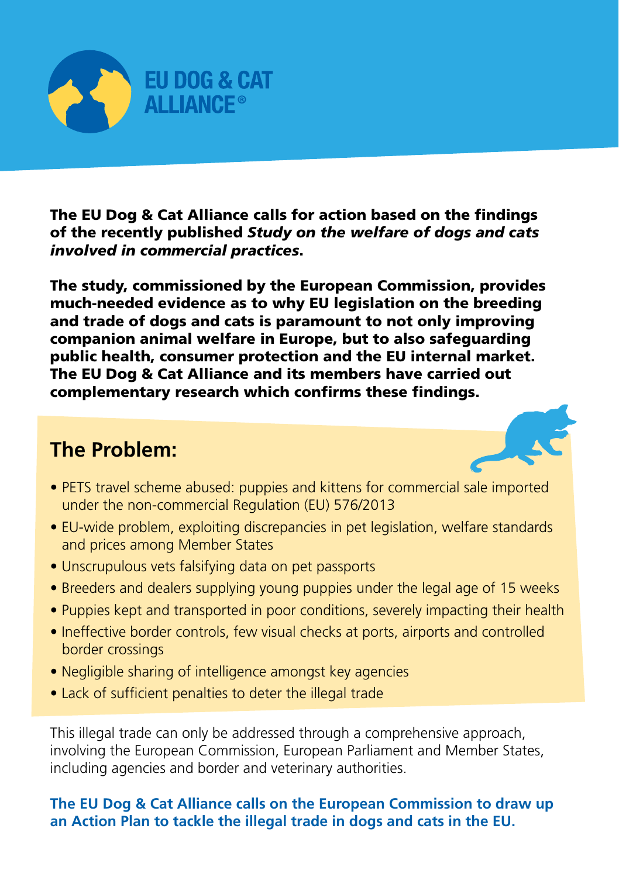EU DOG & CAT ALLIANCE®

**The EU Dog & Cat Alliance calls for action based on the findings of the recently published *Study on the welfare of dogs and cats involved in commercial practices*.**

**The study, commissioned by the European Commission, provides much-needed evidence as to why EU legislation on the breeding and trade of dogs and cats is paramount to not only improving companion animal welfare in Europe, but to also safeguarding public health, consumer protection and the EU internal market. The EU Dog & Cat Alliance and its members have carried out complementary research which confirms these findings.**

## The Problem:

- PETS travel scheme abused: puppies and kittens for commercial sale imported under the non-commercial Regulation (EU) 576/2013
- EU-wide problem, exploiting discrepancies in pet legislation, welfare standards and prices among Member States
- Unscrupulous vets falsifying data on pet passports
- Breeders and dealers supplying young puppies under the legal age of 15 weeks
- Puppies kept and transported in poor conditions, severely impacting their health
- Ineffective border controls, few visual checks at ports, airports and controlled border crossings
- Negligible sharing of intelligence amongst key agencies
- Lack of sufficient penalties to deter the illegal trade

This illegal trade can only be addressed through a comprehensive approach, involving the European Commission, European Parliament and Member States, including agencies and border and veterinary authorities.

**The EU Dog & Cat Alliance calls on the European Commission to draw up an Action Plan to tackle the illegal trade in dogs and cats in the EU.**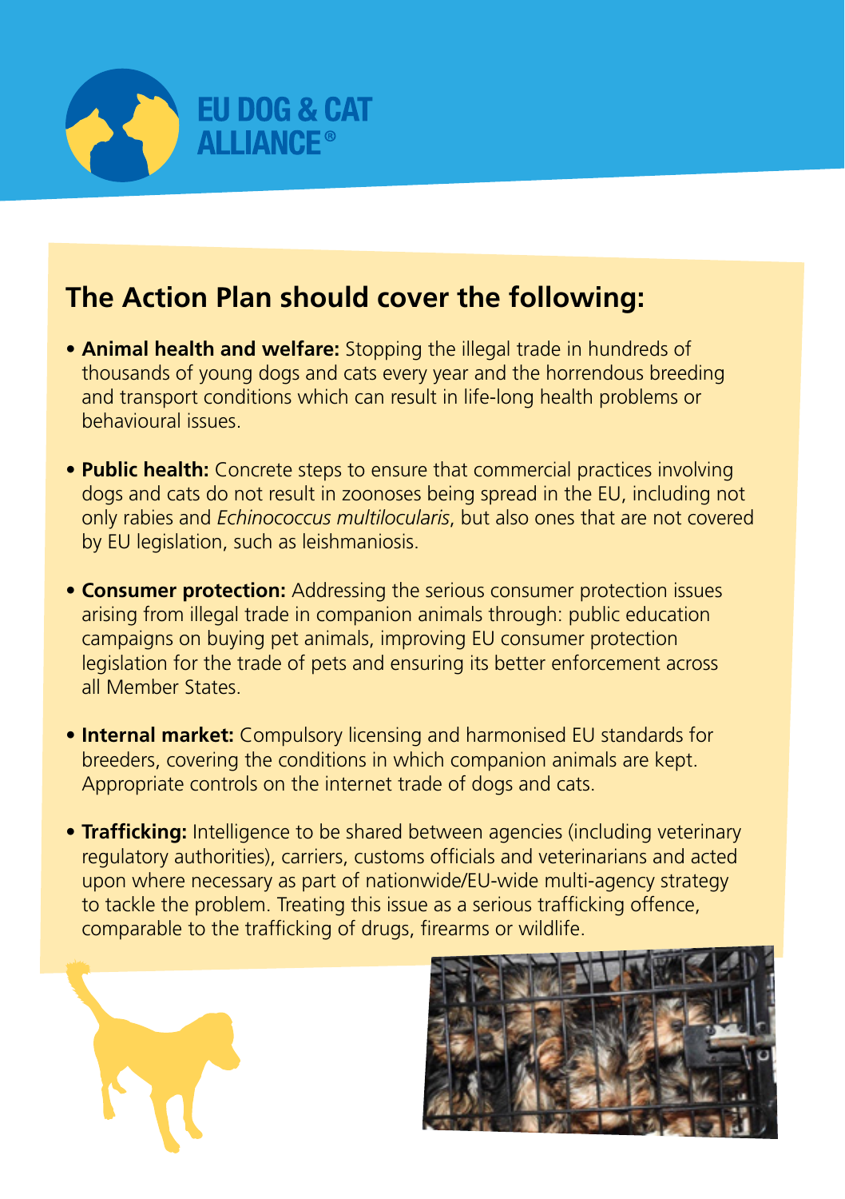EU DOG & CAT ALLIANCE®

## The Action Plan should cover the following:

- **Animal health and welfare:** Stopping the illegal trade in hundreds of thousands of young dogs and cats every year and the horrendous breeding and transport conditions which can result in life-long health problems or behavioural issues.

- **Public health:** Concrete steps to ensure that commercial practices involving dogs and cats do not result in zoonoses being spread in the EU, including not only rabies and *Echinococcus multilocularis*, but also ones that are not covered by EU legislation, such as leishmaniosis.

- **Consumer protection:** Addressing the serious consumer protection issues arising from illegal trade in companion animals through: public education campaigns on buying pet animals, improving EU consumer protection legislation for the trade of pets and ensuring its better enforcement across all Member States.

- **Internal market:** Compulsory licensing and harmonised EU standards for breeders, covering the conditions in which companion animals are kept. Appropriate controls on the internet trade of dogs and cats.

- **Trafficking:** Intelligence to be shared between agencies (including veterinary regulatory authorities), carriers, customs officials and veterinarians and acted upon where necessary as part of nationwide/EU-wide multi-agency strategy to tackle the problem. Treating this issue as a serious trafficking offence, comparable to the trafficking of drugs, firearms or wildlife.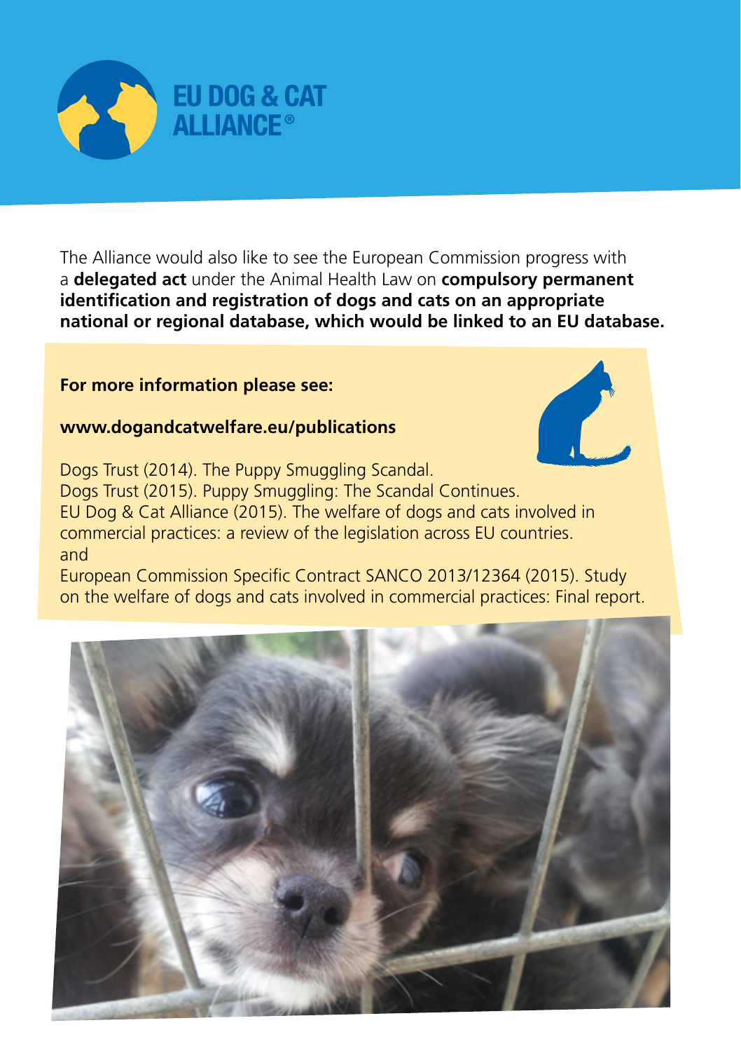**EU DOG & CAT ALLIANCE®**

The Alliance would also like to see the European Commission progress with a **delegated act** under the Animal Health Law on **compulsory permanent identification and registration of dogs and cats on an appropriate national or regional database, which would be linked to an EU database.**

**For more information please see:**

**www.dogandcatwelfare.eu/publications**

Dogs Trust (2014). The Puppy Smuggling Scandal.
Dogs Trust (2015). Puppy Smuggling: The Scandal Continues.
EU Dog & Cat Alliance (2015). The welfare of dogs and cats involved in commercial practices: a review of the legislation across EU countries.
and
European Commission Specific Contract SANCO 2013/12364 (2015). Study on the welfare of dogs and cats involved in commercial practices: Final report.